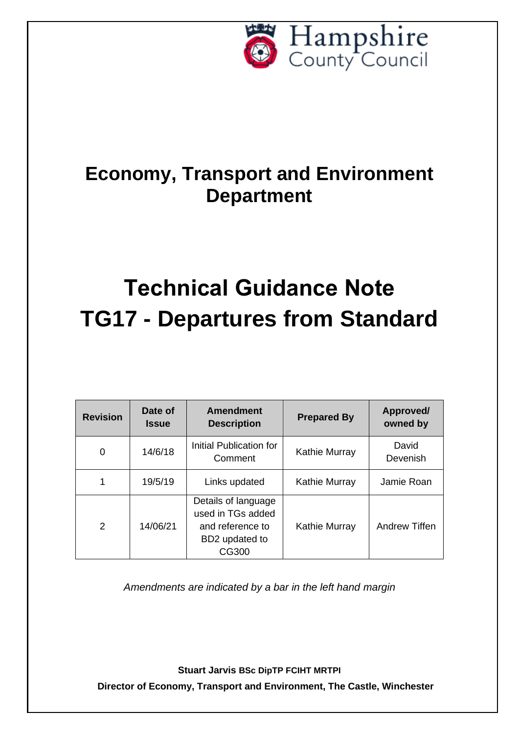Hampshire County Council

# Economy, Transport and Environment Department

# Technical Guidance Note TG17 - Departures from Standard

| Revision | Date of Issue | Amendment Description | Prepared By | Approved/ owned by |
|---|---|---|---|---|
| 0 | 14/6/18 | Initial Publication for Comment | Kathie Murray | David Devenish |
| 1 | 19/5/19 | Links updated | Kathie Murray | Jamie Roan |
| 2 | 14/06/21 | Details of language used in TGs added and reference to BD2 updated to CG300 | Kathie Murray | Andrew Tiffen |

*Amendments are indicated by a bar in the left hand margin*

**Stuart Jarvis BSc DipTP FCIHT MRTPI**

**Director of Economy, Transport and Environment, The Castle, Winchester**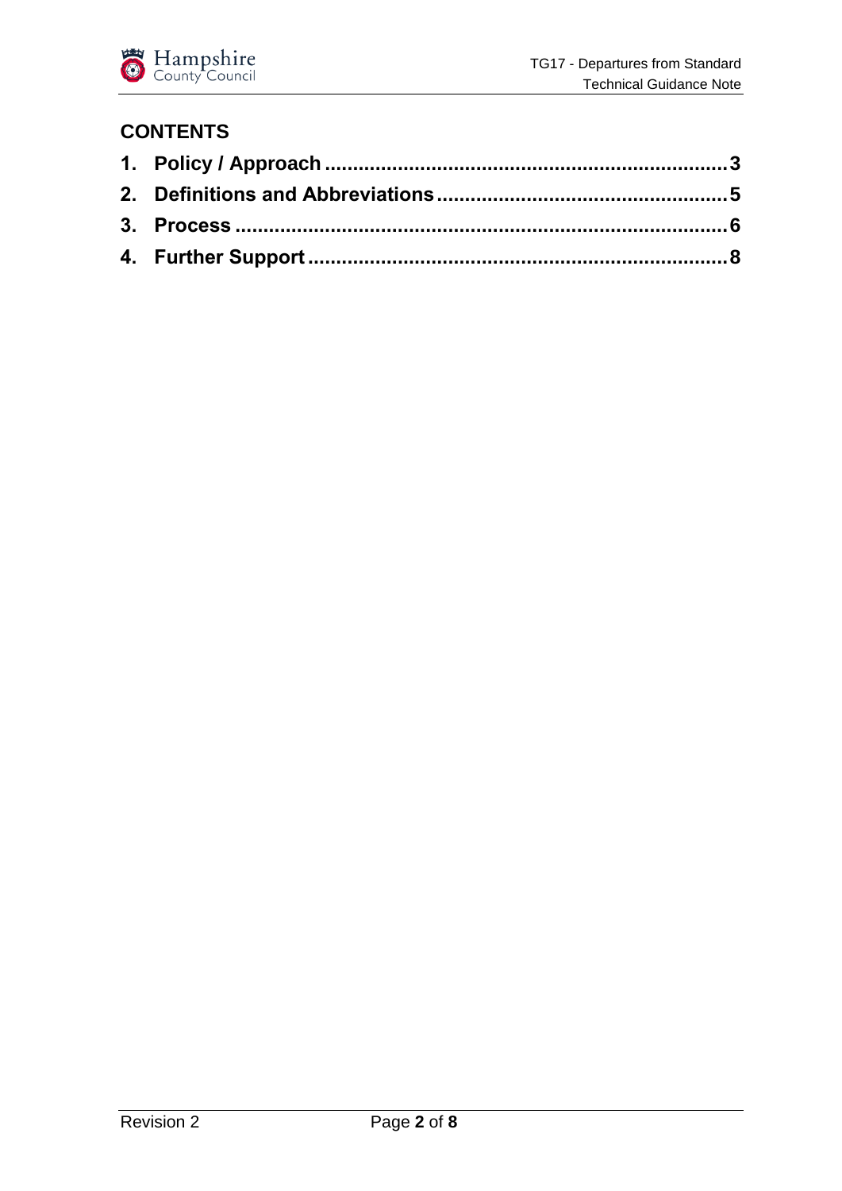## CONTENTS

1. **Policy / Approach** ........................................................................ **3**
2. **Definitions and Abbreviations** ...................................................... **5**
3. **Process** ........................................................................................ **6**
4. **Further Support** ............................................................................ **8**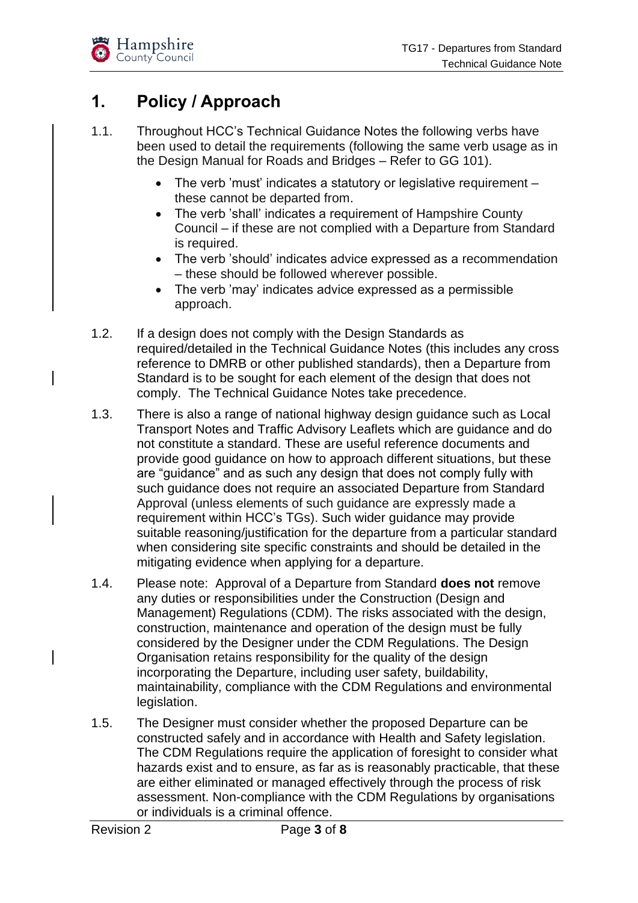# 1. Policy / Approach

1.1. Throughout HCC's Technical Guidance Notes the following verbs have been used to detail the requirements (following the same verb usage as in the Design Manual for Roads and Bridges – Refer to GG 101).

- The verb 'must' indicates a statutory or legislative requirement – these cannot be departed from.
- The verb 'shall' indicates a requirement of Hampshire County Council – if these are not complied with a Departure from Standard is required.
- The verb 'should' indicates advice expressed as a recommendation – these should be followed wherever possible.
- The verb 'may' indicates advice expressed as a permissible approach.

1.2. If a design does not comply with the Design Standards as required/detailed in the Technical Guidance Notes (this includes any cross reference to DMRB or other published standards), then a Departure from Standard is to be sought for each element of the design that does not comply. The Technical Guidance Notes take precedence.

1.3. There is also a range of national highway design guidance such as Local Transport Notes and Traffic Advisory Leaflets which are guidance and do not constitute a standard. These are useful reference documents and provide good guidance on how to approach different situations, but these are "guidance" and as such any design that does not comply fully with such guidance does not require an associated Departure from Standard Approval (unless elements of such guidance are expressly made a requirement within HCC's TGs). Such wider guidance may provide suitable reasoning/justification for the departure from a particular standard when considering site specific constraints and should be detailed in the mitigating evidence when applying for a departure.

1.4. Please note: Approval of a Departure from Standard **does not** remove any duties or responsibilities under the Construction (Design and Management) Regulations (CDM). The risks associated with the design, construction, maintenance and operation of the design must be fully considered by the Designer under the CDM Regulations. The Design Organisation retains responsibility for the quality of the design incorporating the Departure, including user safety, buildability, maintainability, compliance with the CDM Regulations and environmental legislation.

1.5. The Designer must consider whether the proposed Departure can be constructed safely and in accordance with Health and Safety legislation. The CDM Regulations require the application of foresight to consider what hazards exist and to ensure, as far as is reasonably practicable, that these are either eliminated or managed effectively through the process of risk assessment. Non-compliance with the CDM Regulations by organisations or individuals is a criminal offence.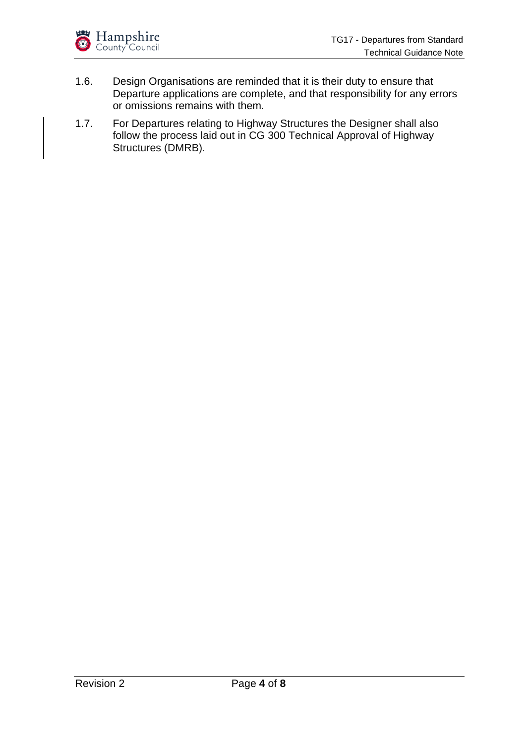1.6. Design Organisations are reminded that it is their duty to ensure that Departure applications are complete, and that responsibility for any errors or omissions remains with them.

1.7. For Departures relating to Highway Structures the Designer shall also follow the process laid out in CG 300 Technical Approval of Highway Structures (DMRB).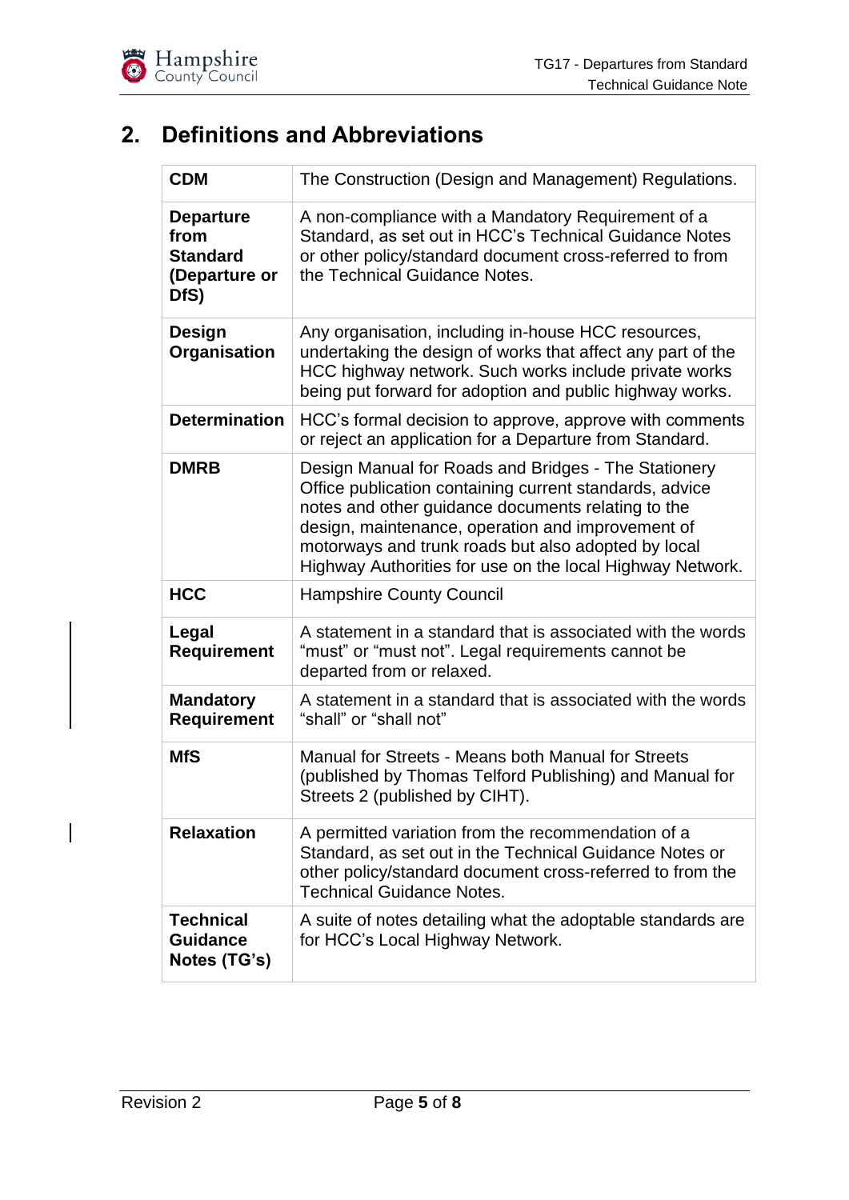## 2. Definitions and Abbreviations

| Term | Definition |
| --- | --- |
| **CDM** | The Construction (Design and Management) Regulations. |
| **Departure from Standard (Departure or DfS)** | A non-compliance with a Mandatory Requirement of a Standard, as set out in HCC's Technical Guidance Notes or other policy/standard document cross-referred to from the Technical Guidance Notes. |
| **Design Organisation** | Any organisation, including in-house HCC resources, undertaking the design of works that affect any part of the HCC highway network. Such works include private works being put forward for adoption and public highway works. |
| **Determination** | HCC's formal decision to approve, approve with comments or reject an application for a Departure from Standard. |
| **DMRB** | Design Manual for Roads and Bridges - The Stationery Office publication containing current standards, advice notes and other guidance documents relating to the design, maintenance, operation and improvement of motorways and trunk roads but also adopted by local Highway Authorities for use on the local Highway Network. |
| **HCC** | Hampshire County Council |
| **Legal Requirement** | A statement in a standard that is associated with the words "must" or "must not". Legal requirements cannot be departed from or relaxed. |
| **Mandatory Requirement** | A statement in a standard that is associated with the words "shall" or "shall not" |
| **MfS** | Manual for Streets - Means both Manual for Streets (published by Thomas Telford Publishing) and Manual for Streets 2 (published by CIHT). |
| **Relaxation** | A permitted variation from the recommendation of a Standard, as set out in the Technical Guidance Notes or other policy/standard document cross-referred to from the Technical Guidance Notes. |
| **Technical Guidance Notes (TG's)** | A suite of notes detailing what the adoptable standards are for HCC's Local Highway Network. |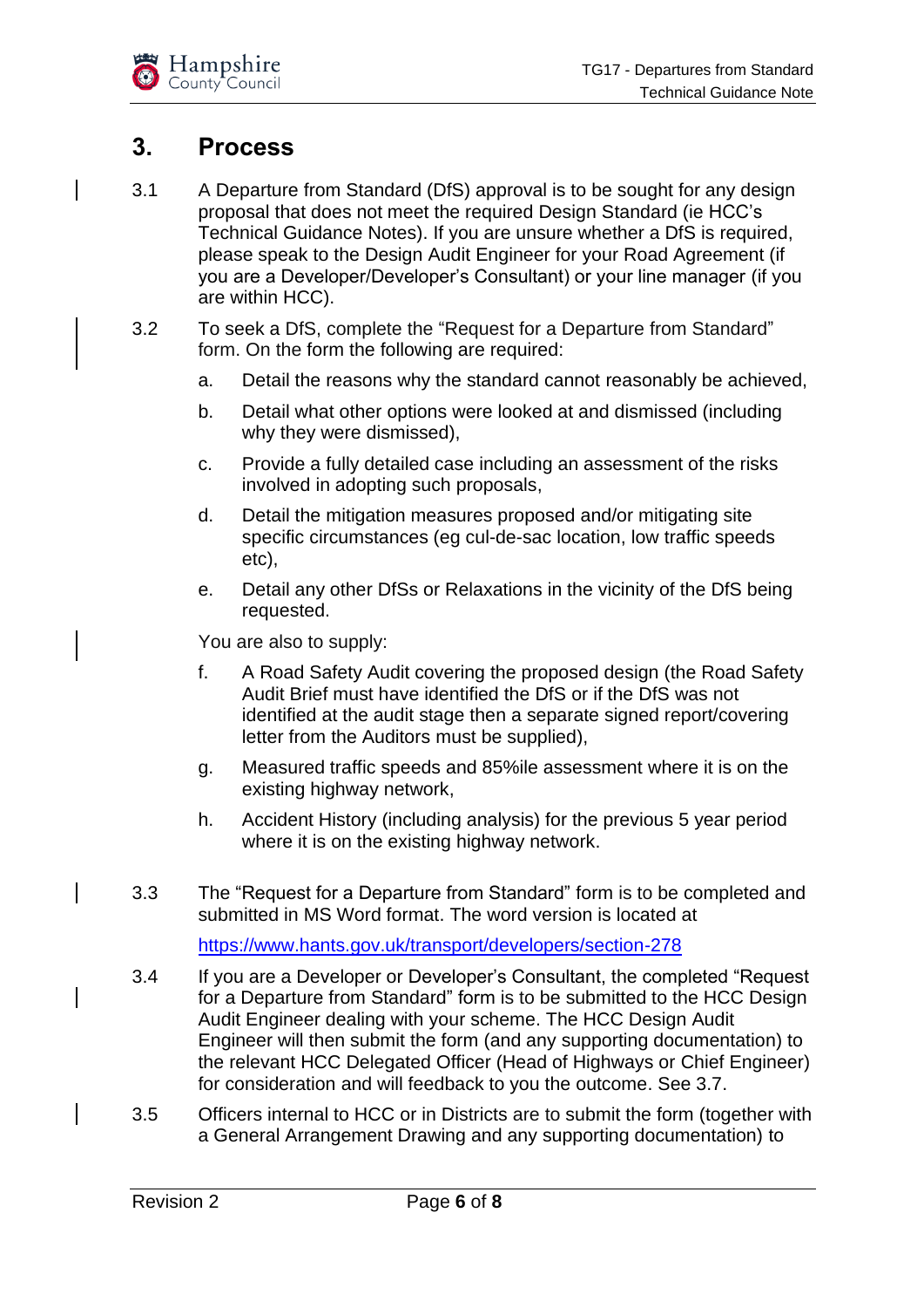## 3. Process

3.1 A Departure from Standard (DfS) approval is to be sought for any design proposal that does not meet the required Design Standard (ie HCC's Technical Guidance Notes). If you are unsure whether a DfS is required, please speak to the Design Audit Engineer for your Road Agreement (if you are a Developer/Developer's Consultant) or your line manager (if you are within HCC).

3.2 To seek a DfS, complete the "Request for a Departure from Standard" form. On the form the following are required:

a. Detail the reasons why the standard cannot reasonably be achieved,

b. Detail what other options were looked at and dismissed (including why they were dismissed),

c. Provide a fully detailed case including an assessment of the risks involved in adopting such proposals,

d. Detail the mitigation measures proposed and/or mitigating site specific circumstances (eg cul-de-sac location, low traffic speeds etc),

e. Detail any other DfSs or Relaxations in the vicinity of the DfS being requested.

You are also to supply:

f. A Road Safety Audit covering the proposed design (the Road Safety Audit Brief must have identified the DfS or if the DfS was not identified at the audit stage then a separate signed report/covering letter from the Auditors must be supplied),

g. Measured traffic speeds and 85%ile assessment where it is on the existing highway network,

h. Accident History (including analysis) for the previous 5 year period where it is on the existing highway network.

3.3 The "Request for a Departure from Standard" form is to be completed and submitted in MS Word format. The word version is located at

https://www.hants.gov.uk/transport/developers/section-278

3.4 If you are a Developer or Developer's Consultant, the completed "Request for a Departure from Standard" form is to be submitted to the HCC Design Audit Engineer dealing with your scheme. The HCC Design Audit Engineer will then submit the form (and any supporting documentation) to the relevant HCC Delegated Officer (Head of Highways or Chief Engineer) for consideration and will feedback to you the outcome. See 3.7.

3.5 Officers internal to HCC or in Districts are to submit the form (together with a General Arrangement Drawing and any supporting documentation) to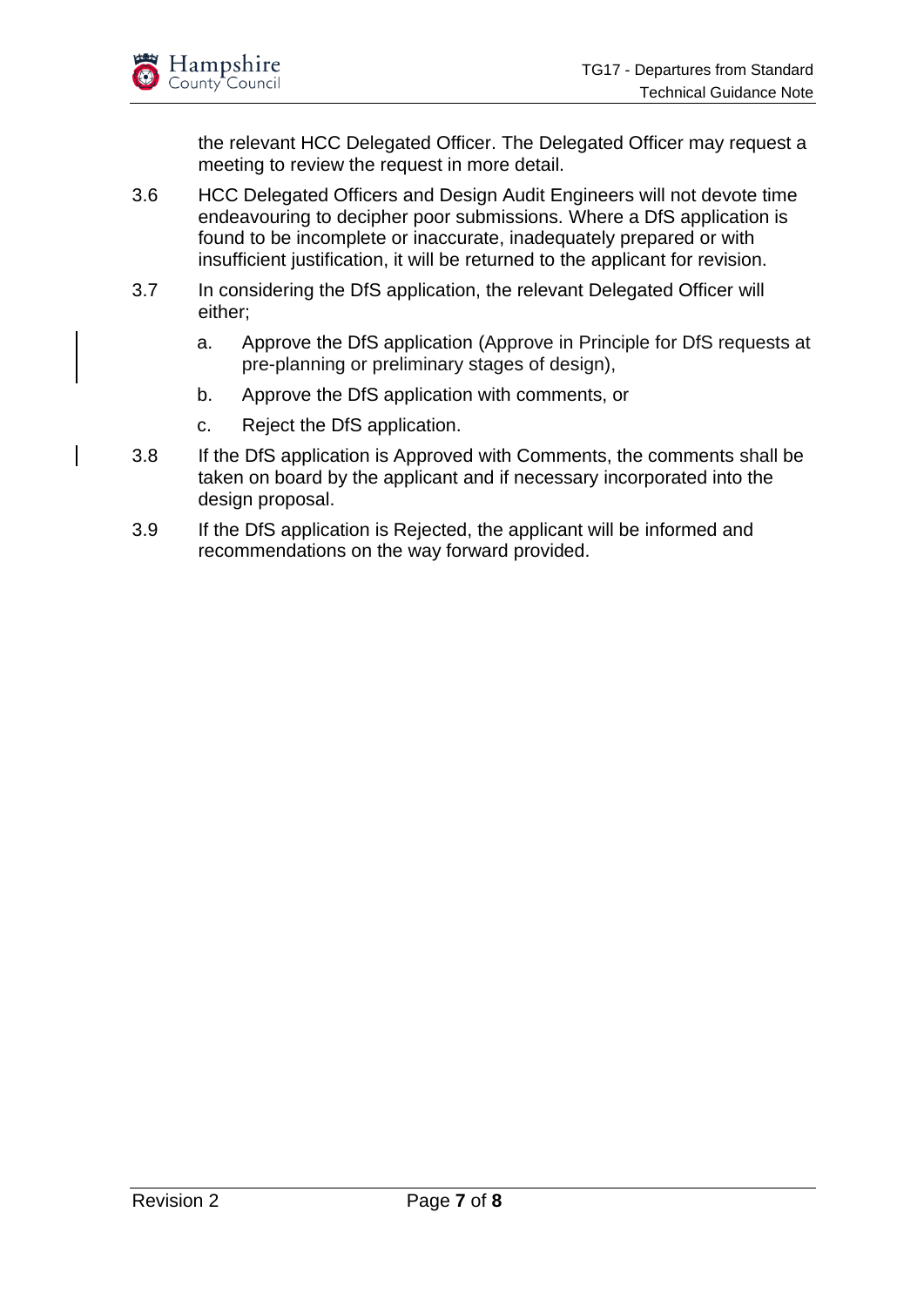the relevant HCC Delegated Officer. The Delegated Officer may request a meeting to review the request in more detail.

3.6 HCC Delegated Officers and Design Audit Engineers will not devote time endeavouring to decipher poor submissions. Where a DfS application is found to be incomplete or inaccurate, inadequately prepared or with insufficient justification, it will be returned to the applicant for revision.

3.7 In considering the DfS application, the relevant Delegated Officer will either;

- a. Approve the DfS application (Approve in Principle for DfS requests at pre-planning or preliminary stages of design),
- b. Approve the DfS application with comments, or
- c. Reject the DfS application.

3.8 If the DfS application is Approved with Comments, the comments shall be taken on board by the applicant and if necessary incorporated into the design proposal.

3.9 If the DfS application is Rejected, the applicant will be informed and recommendations on the way forward provided.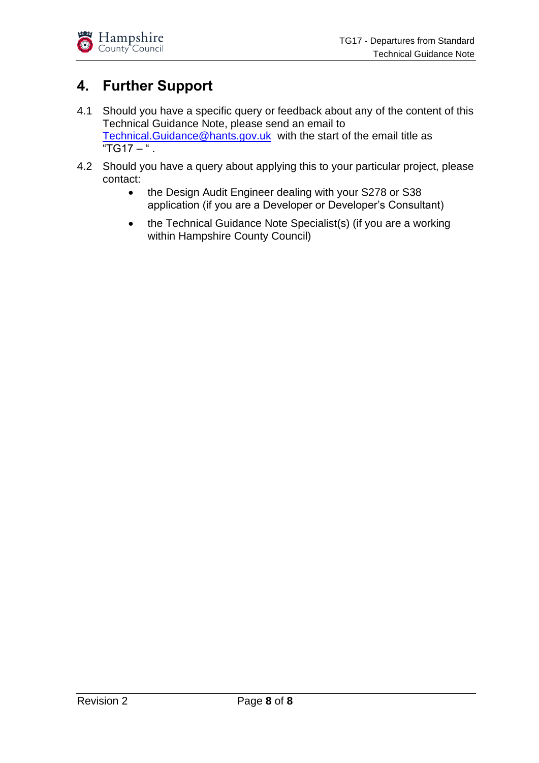## 4. Further Support

4.1 Should you have a specific query or feedback about any of the content of this Technical Guidance Note, please send an email to Technical.Guidance@hants.gov.uk with the start of the email title as "TG17 – " .

4.2 Should you have a query about applying this to your particular project, please contact:

- the Design Audit Engineer dealing with your S278 or S38 application (if you are a Developer or Developer's Consultant)
- the Technical Guidance Note Specialist(s) (if you are a working within Hampshire County Council)